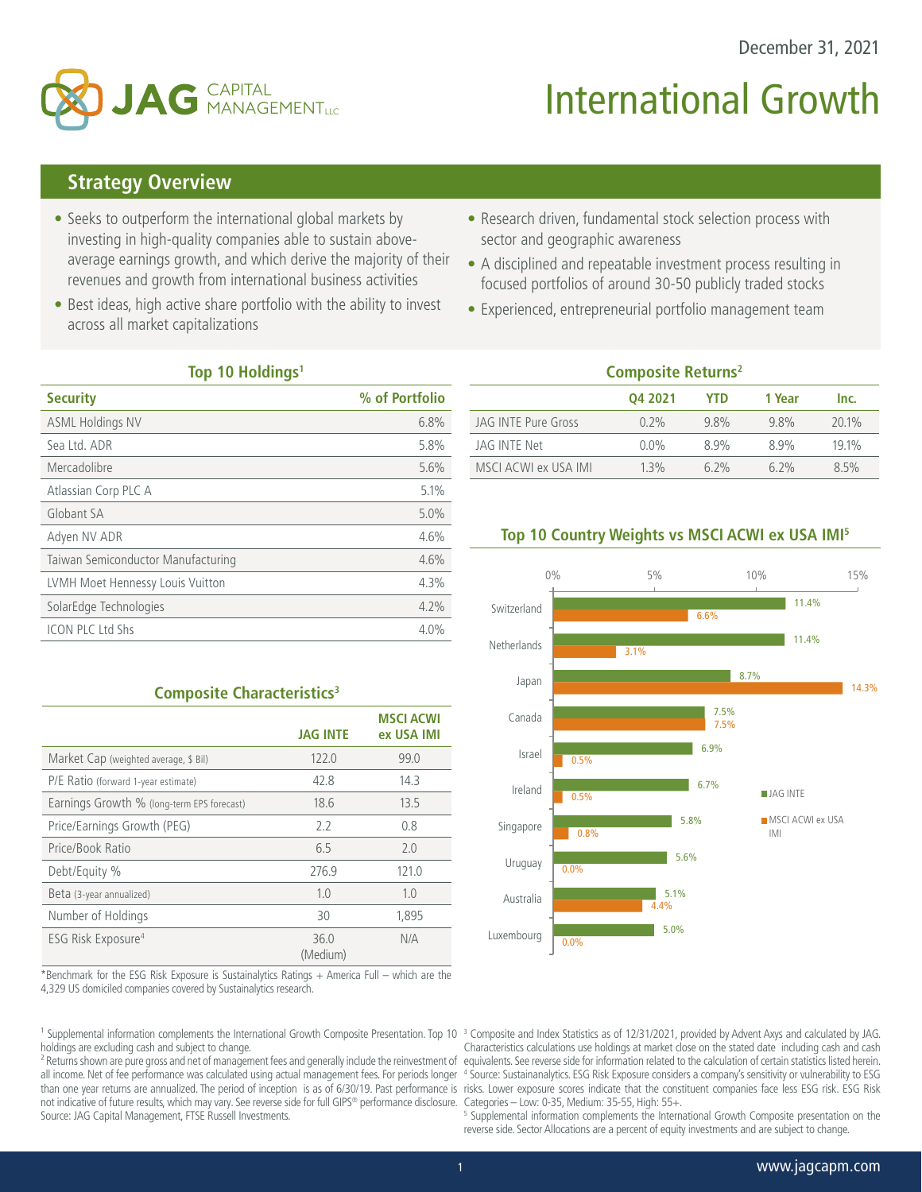December 31, 2021

# JAG CAPITAL MANAGEMENT LLC

# International Growth

## Strategy Overview

- Seeks to outperform the international global markets by investing in high-quality companies able to sustain above-average earnings growth, and which derive the majority of their revenues and growth from international business activities
- Best ideas, high active share portfolio with the ability to invest across all market capitalizations
- Research driven, fundamental stock selection process with sector and geographic awareness
- A disciplined and repeatable investment process resulting in focused portfolios of around 30-50 publicly traded stocks
- Experienced, entrepreneurial portfolio management team

### Top 10 Holdings[1]

| Security | % of Portfolio |
|---|---|
| ASML Holdings NV | 6.8% |
| Sea Ltd. ADR | 5.8% |
| Mercadolibre | 5.6% |
| Atlassian Corp PLC A | 5.1% |
| Globant SA | 5.0% |
| Adyen NV ADR | 4.6% |
| Taiwan Semiconductor Manufacturing | 4.6% |
| LVMH Moet Hennessy Louis Vuitton | 4.3% |
| SolarEdge Technologies | 4.2% |
| ICON PLC Ltd Shs | 4.0% |

### Composite Returns[2]

| | Q4 2021 | YTD | 1 Year | Inc. |
|---|---|---|---|---|
| JAG INTE Pure Gross | 0.2% | 9.8% | 9.8% | 20.1% |
| JAG INTE Net | 0.0% | 8.9% | 8.9% | 19.1% |
| MSCI ACWI ex USA IMI | 1.3% | 6.2% | 6.2% | 8.5% |

### Composite Characteristics[3]

| | JAG INTE | MSCI ACWI ex USA IMI |
|---|---|---|
| Market Cap (weighted average, $ Bil) | 122.0 | 99.0 |
| P/E Ratio (forward 1-year estimate) | 42.8 | 14.3 |
| Earnings Growth % (long-term EPS forecast) | 18.6 | 13.5 |
| Price/Earnings Growth (PEG) | 2.2 | 0.8 |
| Price/Book Ratio | 6.5 | 2.0 |
| Debt/Equity % | 276.9 | 121.0 |
| Beta (3-year annualized) | 1.0 | 1.0 |
| Number of Holdings | 30 | 1,895 |
| ESG Risk Exposure[4] | 36.0 (Medium) | N/A |

*Benchmark for the ESG Risk Exposure is Sustainalytics Ratings + America Full – which are the 4,329 US domiciled companies covered by Sustainalytics research.

### Top 10 Country Weights vs MSCI ACWI ex USA IMI[5]

| Country | JAG INTE | MSCI ACWI ex USA IMI |
|---|---|---|
| Switzerland | 11.4% | 6.6% |
| Netherlands | 11.4% | 3.1% |
| Japan | 8.7% | 14.3% |
| Canada | 7.5% | 7.5% |
| Israel | 6.9% | 0.5% |
| Ireland | 6.7% | 0.5% |
| Singapore | 5.8% | 0.8% |
| Uruguay | 5.6% | 0.0% |
| Australia | 5.1% | 4.4% |
| Luxembourg | 5.0% | 0.0% |

[1] Supplemental information complements the International Growth Composite Presentation. Top 10 holdings are excluding cash and subject to change.

[2] Returns shown are pure gross and net of management fees and generally include the reinvestment of all income. Net of fee performance was calculated using actual management fees. For periods longer than one year returns are annualized. The period of inception is as of 6/30/19. Past performance is not indicative of future results, which may vary. See reverse side for full GIPS® performance disclosure. Source: JAG Capital Management, FTSE Russell Investments.

[3] Composite and Index Statistics as of 12/31/2021, provided by Advent Axys and calculated by JAG. Characteristics calculations use holdings at market close on the stated date including cash and cash equivalents. See reverse side for information related to the calculation of certain statistics listed herein.

[4] Source: Sustainanalytics. ESG Risk Exposure considers a company's sensitivity or vulnerability to ESG risks. Lower exposure scores indicate that the constituent companies face less ESG risk. ESG Risk Categories – Low: 0-35, Medium: 35-55, High: 55+.

[5] Supplemental information complements the International Growth Composite presentation on the reverse side. Sector Allocations are a percent of equity investments and are subject to change.

www.jagcapm.com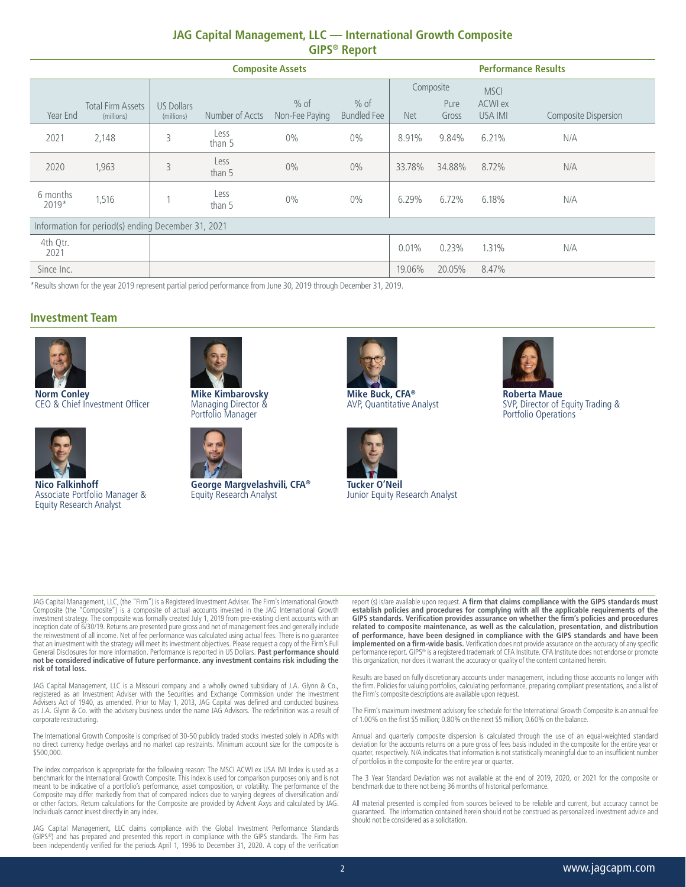# JAG Capital Management, LLC — International Growth Composite
## GIPS® Report

| | | Composite Assets | | | | Performance Results | | | |
|---|---|---|---|---|---|---|---|---|---|
| | | | | | | Composite | | MSCI | |
| Year End | Total Firm Assets (millions) | US Dollars (millions) | Number of Accts | % of Non-Fee Paying | % of Bundled Fee | Net | Pure Gross | ACWI ex USA IMI | Composite Dispersion |
| 2021 | 2,148 | 3 | Less than 5 | 0% | 0% | 8.91% | 9.84% | 6.21% | N/A |
| 2020 | 1,963 | 3 | Less than 5 | 0% | 0% | 33.78% | 34.88% | 8.72% | N/A |
| 6 months 2019* | 1,516 | 1 | Less than 5 | 0% | 0% | 6.29% | 6.72% | 6.18% | N/A |
| Information for period(s) ending December 31, 2021 | | | | | | | | | |
| 4th Qtr. 2021 | | | | | | 0.01% | 0.23% | 1.31% | N/A |
| Since Inc. | | | | | | 19.06% | 20.05% | 8.47% | |

*Results shown for the year 2019 represent partial period performance from June 30, 2019 through December 31, 2019.

## Investment Team

**Norm Conley**
CEO & Chief Investment Officer

**Mike Kimbarovsky**
Managing Director & Portfolio Manager

**Mike Buck, CFA®**
AVP, Quantitative Analyst

**Roberta Maue**
SVP, Director of Equity Trading & Portfolio Operations

**Nico Falkinhoff**
Associate Portfolio Manager & Equity Research Analyst

**George Margvelashvili, CFA®**
Equity Research Analyst

**Tucker O'Neil**
Junior Equity Research Analyst

JAG Capital Management, LLC, (the "Firm") is a Registered Investment Adviser. The Firm's International Growth Composite (the "Composite") is a composite of actual accounts invested in the JAG International Growth investment strategy. The composite was formally created July 1, 2019 from pre-existing client accounts with an inception date of 6/30/19. Returns are presented pure gross and net of management fees and generally include the reinvestment of all income. Net of fee performance was calculated using actual fees. There is no guarantee that an investment with the strategy will meet its investment objectives. Please request a copy of the Firm's Full General Disclosures for more information. Performance is reported in US Dollars. **Past performance should not be considered indicative of future performance. any investment contains risk including the risk of total loss.**

JAG Capital Management, LLC is a Missouri company and a wholly owned subsidiary of J.A. Glynn & Co., registered as an Investment Adviser with the Securities and Exchange Commission under the Investment Advisers Act of 1940, as amended. Prior to May 1, 2013, JAG Capital was defined and conducted business as J.A. Glynn & Co. with the advisery business under the name JAG Advisors. The redefinition was a result of corporate restructuring.

The International Growth Composite is comprised of 30-50 publicly traded stocks invested solely in ADRs with no direct currency hedge overlays and no market cap restraints. Minimum account size for the composite is $500,000.

The index comparison is appropriate for the following reason: The MSCI ACWI ex USA IMI Index is used as a benchmark for the International Growth Composite. This index is used for comparison purposes only and is not meant to be indicative of a portfolio's performance, asset composition, or volatility. The performance of the Composite may differ markedly from that of compared indices due to varying degrees of diversification and/or other factors. Return calculations for the Composite are provided by Advent Axys and calculated by JAG. Individuals cannot invest directly in any index.

JAG Capital Management, LLC claims compliance with the Global Investment Performance Standards (GIPS®) and has prepared and presented this report in compliance with the GIPS standards. The Firm has been independently verified for the periods April 1, 1996 to December 31, 2020. A copy of the verification report (s) is/are available upon request. **A firm that claims compliance with the GIPS standards must establish policies and procedures for complying with all the applicable requirements of the GIPS standards. Verification provides assurance on whether the firm's policies and procedures related to composite maintenance, as well as the calculation, presentation, and distribution of performance, have been designed in compliance with the GIPS standards and have been implemented on a firm-wide basis.** Verification does not provide assurance on the accuracy of any specific performance report. GIPS® is a registered trademark of CFA Institute. CFA Institute does not endorse or promote this organization, nor does it warrant the accuracy or quality of the content contained herein.

Results are based on fully discretionary accounts under management, including those accounts no longer with the firm. Policies for valuing portfolios, calculating performance, preparing compliant presentations, and a list of the Firm's composite descriptions are available upon request.

The Firm's maximum investment advisory fee schedule for the International Growth Composite is an annual fee of 1.00% on the first $5 million; 0.80% on the next $5 million; 0.60% on the balance.

Annual and quarterly composite dispersion is calculated through the use of an equal-weighted standard deviation for the accounts returns on a pure gross of fees basis included in the composite for the entire year or quarter, respectively. N/A indicates that information is not statistically meaningful due to an insufficient number of portfolios in the composite for the entire year or quarter.

The 3 Year Standard Deviation was not available at the end of 2019, 2020, or 2021 for the composite or benchmark due to there not being 36 months of historical performance.

All material presented is compiled from sources believed to be reliable and current, but accuracy cannot be guaranteed. The information contained herein should not be construed as personalized investment advice and should not be considered as a solicitation.

www.jagcapm.com